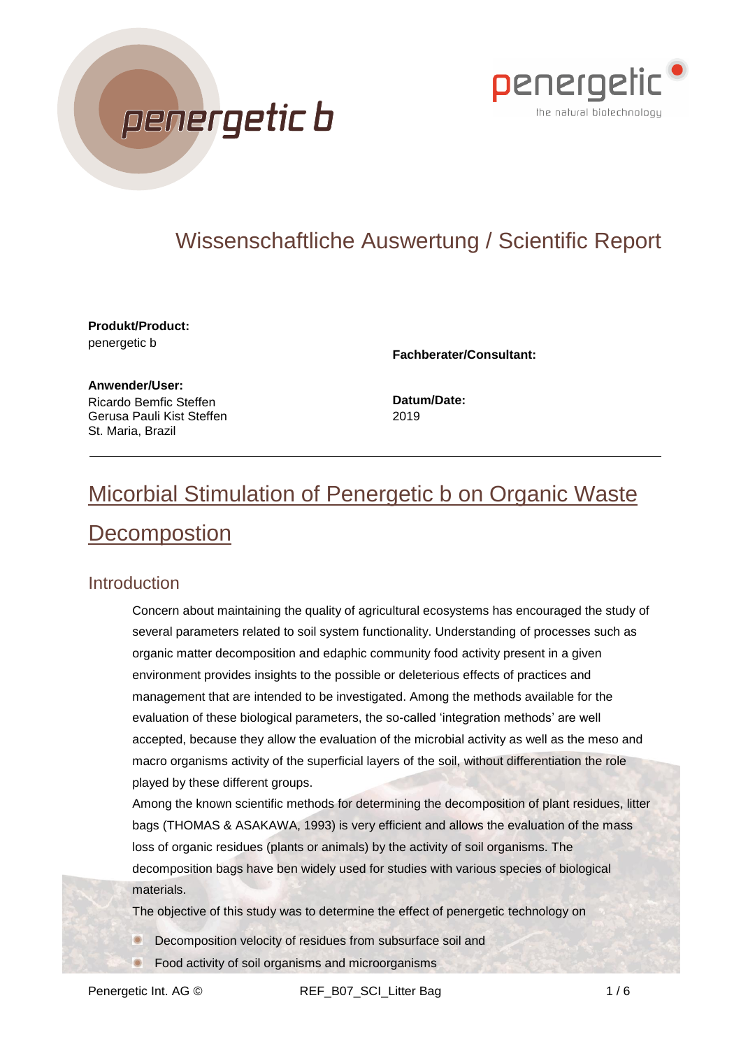# Wissenschaftliche Auswertung / Scientific Report

**Produkt/Product:**
penergetic b

**Fachberater/Consultant:**

**Anwender/User:**
Ricardo Bemfic Steffen
Gerusa Pauli Kist Steffen
St. Maria, Brazil

**Datum/Date:**
2019

---

## Micorbial Stimulation of Penergetic b on Organic Waste Decompostion

### Introduction

Concern about maintaining the quality of agricultural ecosystems has encouraged the study of several parameters related to soil system functionality. Understanding of processes such as organic matter decomposition and edaphic community food activity present in a given environment provides insights to the possible or deleterious effects of practices and management that are intended to be investigated. Among the methods available for the evaluation of these biological parameters, the so-called 'integration methods' are well accepted, because they allow the evaluation of the microbial activity as well as the meso and macro organisms activity of the superficial layers of the soil, without differentiation the role played by these different groups.

Among the known scientific methods for determining the decomposition of plant residues, litter bags (THOMAS & ASAKAWA, 1993) is very efficient and allows the evaluation of the mass loss of organic residues (plants or animals) by the activity of soil organisms. The decomposition bags have ben widely used for studies with various species of biological materials.

The objective of this study was to determine the effect of penergetic technology on

- Decomposition velocity of residues from subsurface soil and
- Food activity of soil organisms and microorganisms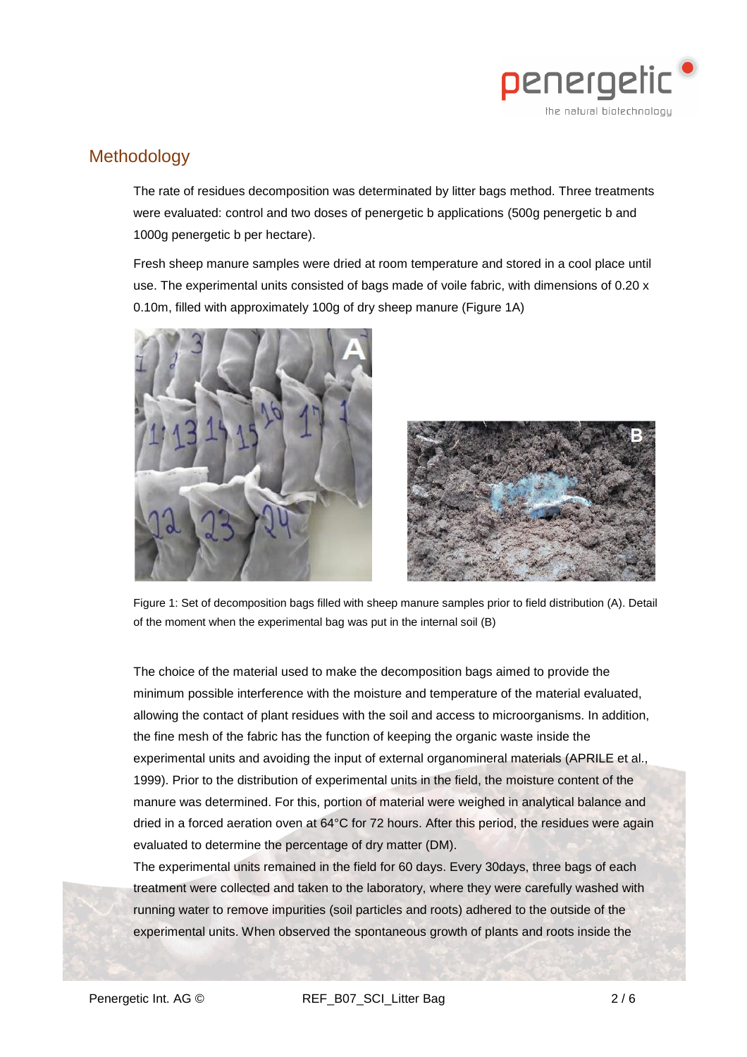## Methodology

The rate of residues decomposition was determinated by litter bags method. Three treatments were evaluated: control and two doses of penergetic b applications (500g penergetic b and 1000g penergetic b per hectare).

Fresh sheep manure samples were dried at room temperature and stored in a cool place until use. The experimental units consisted of bags made of voile fabric, with dimensions of 0.20 x 0.10m, filled with approximately 100g of dry sheep manure (Figure 1A)

Figure 1: Set of decomposition bags filled with sheep manure samples prior to field distribution (A). Detail of the moment when the experimental bag was put in the internal soil (B)

The choice of the material used to make the decomposition bags aimed to provide the minimum possible interference with the moisture and temperature of the material evaluated, allowing the contact of plant residues with the soil and access to microorganisms. In addition, the fine mesh of the fabric has the function of keeping the organic waste inside the experimental units and avoiding the input of external organomineral materials (APRILE et al., 1999). Prior to the distribution of experimental units in the field, the moisture content of the manure was determined. For this, portion of material were weighed in analytical balance and dried in a forced aeration oven at 64°C for 72 hours. After this period, the residues were again evaluated to determine the percentage of dry matter (DM).

The experimental units remained in the field for 60 days. Every 30days, three bags of each treatment were collected and taken to the laboratory, where they were carefully washed with running water to remove impurities (soil particles and roots) adhered to the outside of the experimental units. When observed the spontaneous growth of plants and roots inside the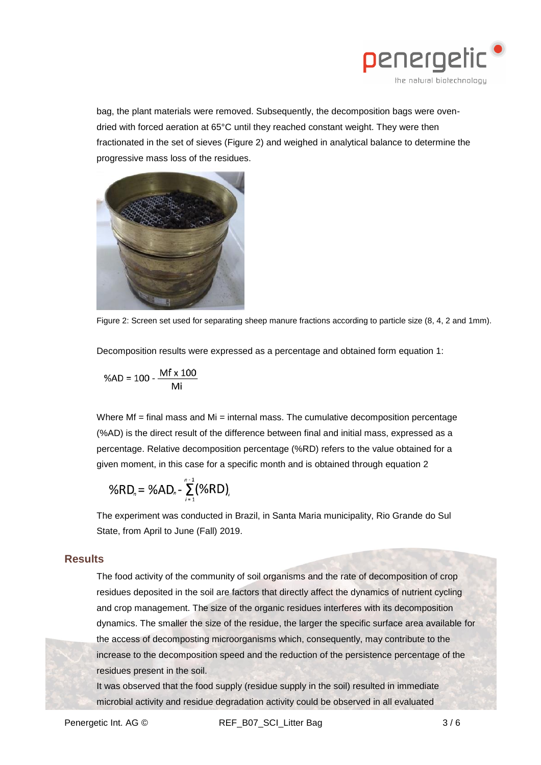bag, the plant materials were removed. Subsequently, the decomposition bags were oven-dried with forced aeration at 65°C until they reached constant weight. They were then fractionated in the set of sieves (Figure 2) and weighed in analytical balance to determine the progressive mass loss of the residues.

Figure 2: Screen set used for separating sheep manure fractions according to particle size (8, 4, 2 and 1mm).

Decomposition results were expressed as a percentage and obtained form equation 1:

$$\%AD = 100 - \frac{Mf \times 100}{Mi}$$

Where Mf = final mass and Mi = internal mass. The cumulative decomposition percentage (%AD) is the direct result of the difference between final and initial mass, expressed as a percentage. Relative decomposition percentage (%RD) refers to the value obtained for a given moment, in this case for a specific month and is obtained through equation 2

$$\%RD_n = \%AD_n - \sum_{i=1}^{n-1} (\%RD)_i$$

The experiment was conducted in Brazil, in Santa Maria municipality, Rio Grande do Sul State, from April to June (Fall) 2019.

## Results

The food activity of the community of soil organisms and the rate of decomposition of crop residues deposited in the soil are factors that directly affect the dynamics of nutrient cycling and crop management. The size of the organic residues interferes with its decomposition dynamics. The smaller the size of the residue, the larger the specific surface area available for the access of decomposting microorganisms which, consequently, may contribute to the increase to the decomposition speed and the reduction of the persistence percentage of the residues present in the soil.

It was observed that the food supply (residue supply in the soil) resulted in immediate microbial activity and residue degradation activity could be observed in all evaluated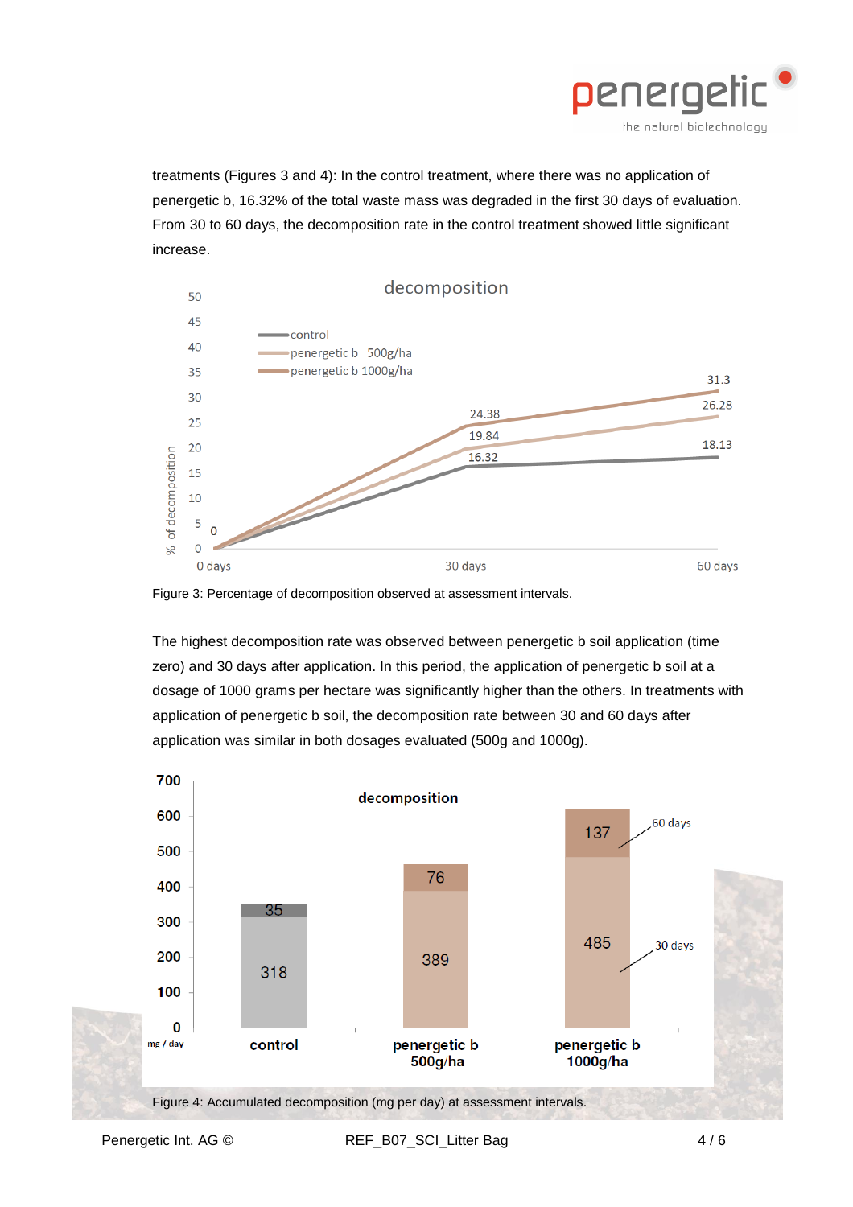treatments (Figures 3 and 4): In the control treatment, where there was no application of penergetic b, 16.32% of the total waste mass was degraded in the first 30 days of evaluation. From 30 to 60 days, the decomposition rate in the control treatment showed little significant increase.

Figure 3: Percentage of decomposition observed at assessment intervals.

The highest decomposition rate was observed between penergetic b soil application (time zero) and 30 days after application. In this period, the application of penergetic b soil at a dosage of 1000 grams per hectare was significantly higher than the others. In treatments with application of penergetic b soil, the decomposition rate between 30 and 60 days after application was similar in both dosages evaluated (500g and 1000g).

Figure 4: Accumulated decomposition (mg per day) at assessment intervals.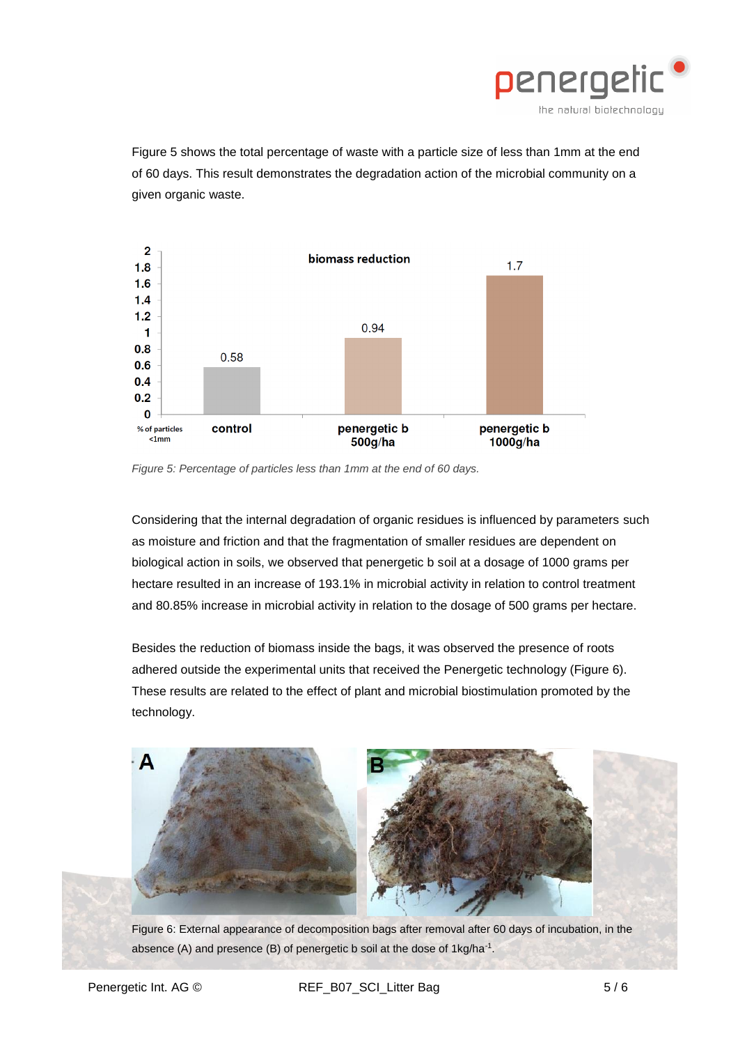Figure 5 shows the total percentage of waste with a particle size of less than 1mm at the end of 60 days. This result demonstrates the degradation action of the microbial community on a given organic waste.

*Figure 5: Percentage of particles less than 1mm at the end of 60 days.*

Considering that the internal degradation of organic residues is influenced by parameters such as moisture and friction and that the fragmentation of smaller residues are dependent on biological action in soils, we observed that penergetic b soil at a dosage of 1000 grams per hectare resulted in an increase of 193.1% in microbial activity in relation to control treatment and 80.85% increase in microbial activity in relation to the dosage of 500 grams per hectare.

Besides the reduction of biomass inside the bags, it was observed the presence of roots adhered outside the experimental units that received the Penergetic technology (Figure 6). These results are related to the effect of plant and microbial biostimulation promoted by the technology.

Figure 6: External appearance of decomposition bags after removal after 60 days of incubation, in the absence (A) and presence (B) of penergetic b soil at the dose of 1kg/ha$^{-1}$.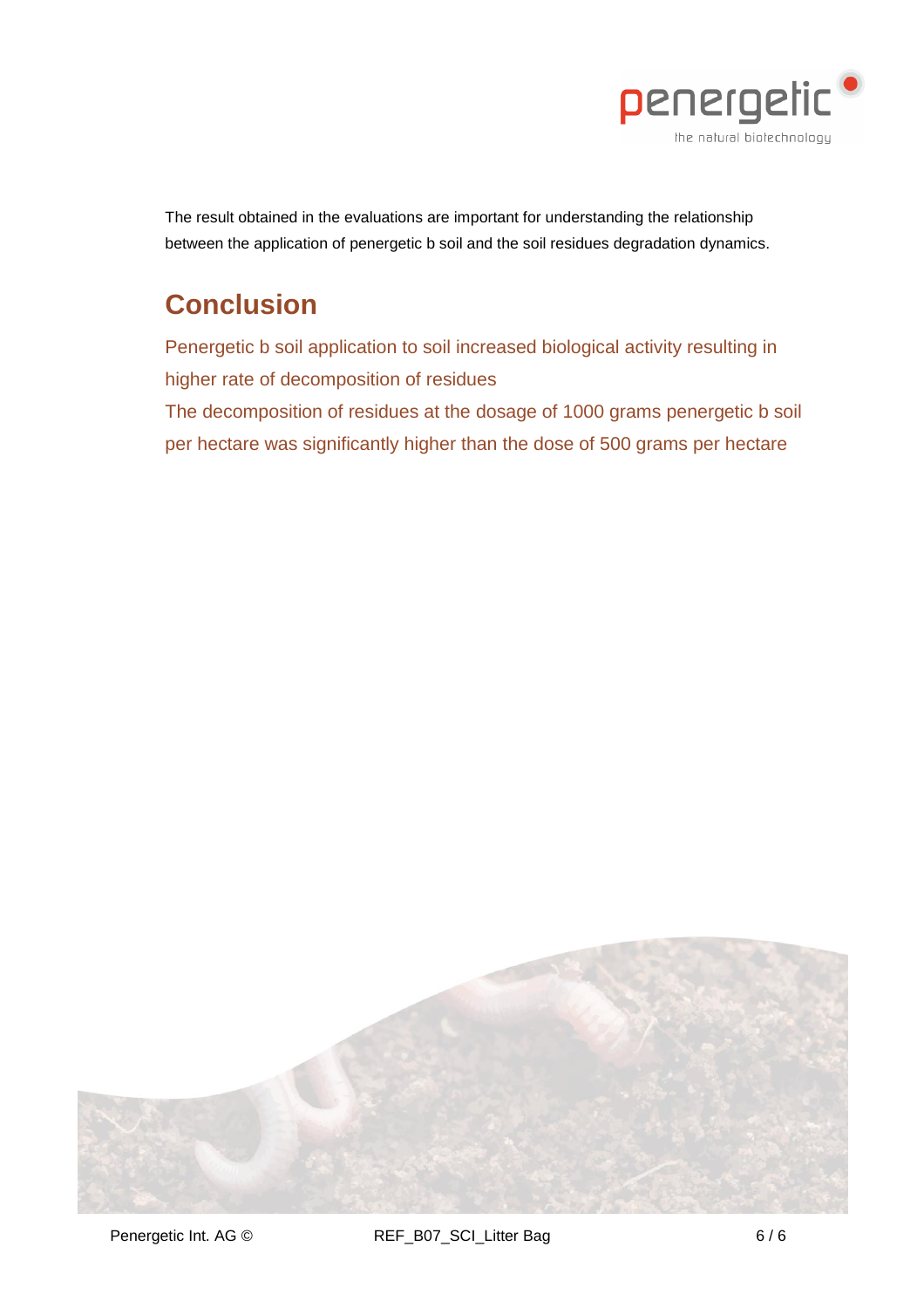The result obtained in the evaluations are important for understanding the relationship between the application of penergetic b soil and the soil residues degradation dynamics.

## Conclusion

Penergetic b soil application to soil increased biological activity resulting in higher rate of decomposition of residues

The decomposition of residues at the dosage of 1000 grams penergetic b soil per hectare was significantly higher than the dose of 500 grams per hectare